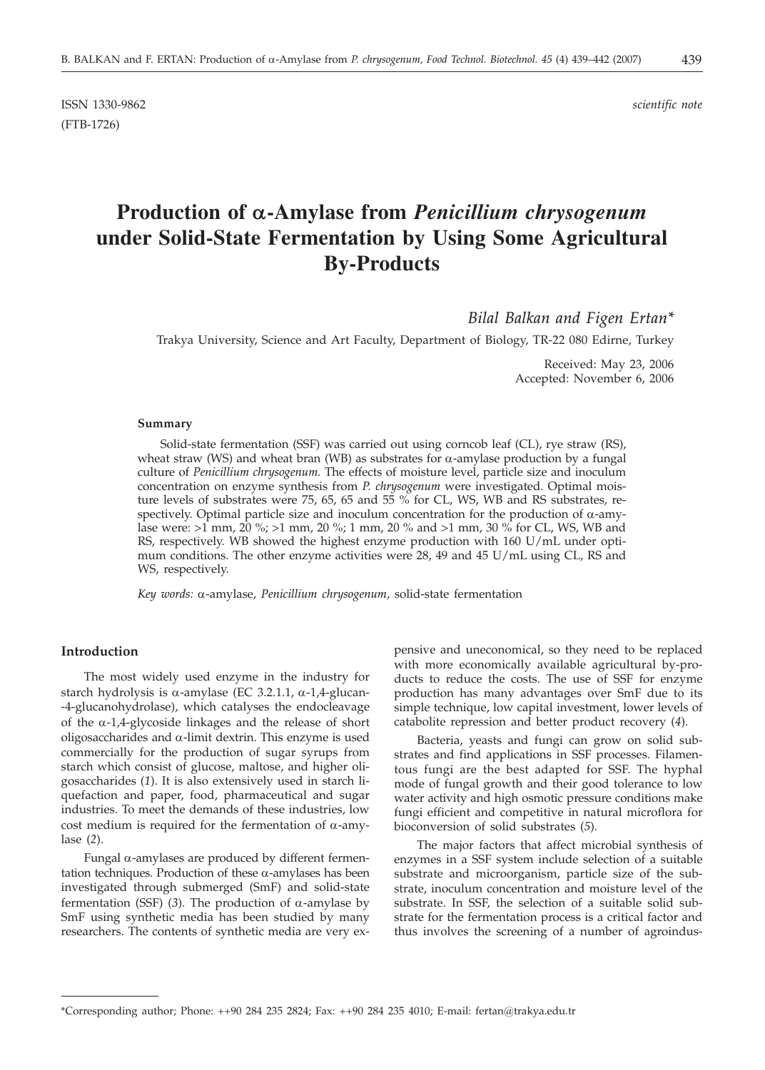ISSN 1330-9862 *scientific note*
(FTB-1726)

# Production of α-Amylase from *Penicillium chrysogenum* under Solid-State Fermentation by Using Some Agricultural By-Products

*Bilal Balkan and Figen Ertan**

Trakya University, Science and Art Faculty, Department of Biology, TR-22 080 Edirne, Turkey

Received: May 23, 2006
Accepted: November 6, 2006

#### Summary

Solid-state fermentation (SSF) was carried out using corncob leaf (CL), rye straw (RS), wheat straw (WS) and wheat bran (WB) as substrates for α-amylase production by a fungal culture of *Penicillium chrysogenum.* The effects of moisture level, particle size and inoculum concentration on enzyme synthesis from *P. chrysogenum* were investigated. Optimal moisture levels of substrates were 75, 65, 65 and 55 % for CL, WS, WB and RS substrates, respectively. Optimal particle size and inoculum concentration for the production of α-amylase were: >1 mm, 20 %; >1 mm, 20 %; 1 mm, 20 % and >1 mm, 30 % for CL, WS, WB and RS, respectively. WB showed the highest enzyme production with 160 U/mL under optimum conditions. The other enzyme activities were 28, 49 and 45 U/mL using CL, RS and WS, respectively.

*Key words:* α-amylase, *Penicillium chrysogenum*, solid-state fermentation

#### Introduction

The most widely used enzyme in the industry for starch hydrolysis is α-amylase (EC 3.2.1.1, α-1,4-glucan-4-glucanohydrolase), which catalyses the endocleavage of the α-1,4-glycoside linkages and the release of short oligosaccharides and α-limit dextrin. This enzyme is used commercially for the production of sugar syrups from starch which consist of glucose, maltose, and higher oligosaccharides (*1*). It is also extensively used in starch liquefaction and paper, food, pharmaceutical and sugar industries. To meet the demands of these industries, low cost medium is required for the fermentation of α-amylase (*2*).

Fungal α-amylases are produced by different fermentation techniques. Production of these α-amylases has been investigated through submerged (SmF) and solid-state fermentation (SSF) (*3*). The production of α-amylase by SmF using synthetic media has been studied by many researchers. The contents of synthetic media are very expensive and uneconomical, so they need to be replaced with more economically available agricultural by-products to reduce the costs. The use of SSF for enzyme production has many advantages over SmF due to its simple technique, low capital investment, lower levels of catabolite repression and better product recovery (*4*).

Bacteria, yeasts and fungi can grow on solid substrates and find applications in SSF processes. Filamentous fungi are the best adapted for SSF. The hyphal mode of fungal growth and their good tolerance to low water activity and high osmotic pressure conditions make fungi efficient and competitive in natural microflora for bioconversion of solid substrates (*5*).

The major factors that affect microbial synthesis of enzymes in a SSF system include selection of a suitable substrate and microorganism, particle size of the substrate, inoculum concentration and moisture level of the substrate. In SSF, the selection of a suitable solid substrate for the fermentation process is a critical factor and thus involves the screening of a number of agroindus-

\*Corresponding author; Phone: ++90 284 235 2824; Fax: ++90 284 235 4010; E-mail: fertan@trakya.edu.tr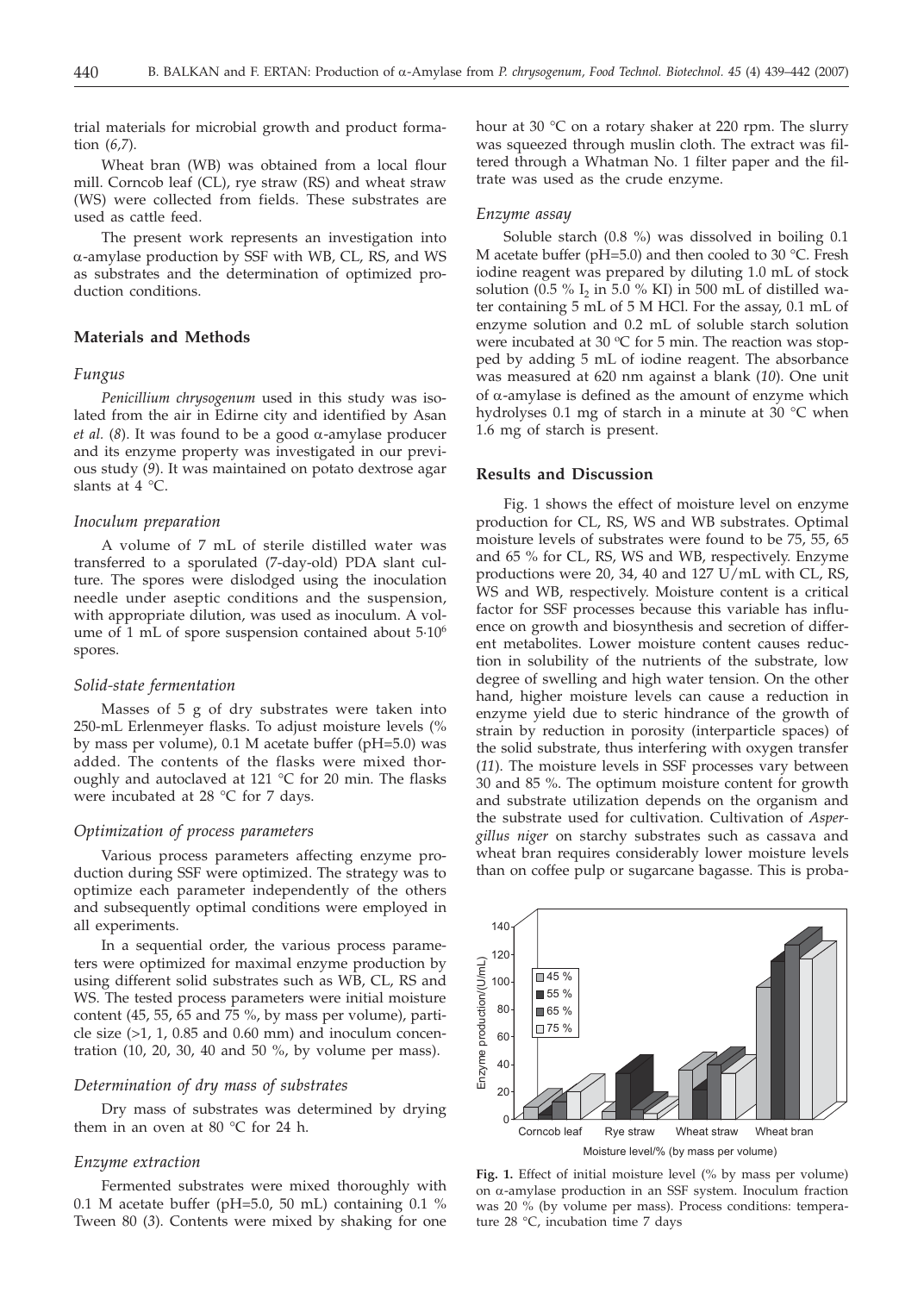trial materials for microbial growth and product formation (*6,7*).

Wheat bran (WB) was obtained from a local flour mill. Corncob leaf (CL), rye straw (RS) and wheat straw (WS) were collected from fields. These substrates are used as cattle feed.

The present work represents an investigation into α-amylase production by SSF with WB, CL, RS, and WS as substrates and the determination of optimized production conditions.

## Materials and Methods

### *Fungus*

*Penicillium chrysogenum* used in this study was isolated from the air in Edirne city and identified by Asan *et al.* (*8*). It was found to be a good α-amylase producer and its enzyme property was investigated in our previous study (*9*). It was maintained on potato dextrose agar slants at 4 °C.

### *Inoculum preparation*

A volume of 7 mL of sterile distilled water was transferred to a sporulated (7-day-old) PDA slant culture. The spores were dislodged using the inoculation needle under aseptic conditions and the suspension, with appropriate dilution, was used as inoculum. A volume of 1 mL of spore suspension contained about $5 \cdot 10^6$ spores.

### *Solid-state fermentation*

Masses of 5 g of dry substrates were taken into 250-mL Erlenmeyer flasks. To adjust moisture levels (% by mass per volume), 0.1 M acetate buffer (pH=5.0) was added. The contents of the flasks were mixed thoroughly and autoclaved at 121 °C for 20 min. The flasks were incubated at 28 °C for 7 days.

### *Optimization of process parameters*

Various process parameters affecting enzyme production during SSF were optimized. The strategy was to optimize each parameter independently of the others and subsequently optimal conditions were employed in all experiments.

In a sequential order, the various process parameters were optimized for maximal enzyme production by using different solid substrates such as WB, CL, RS and WS. The tested process parameters were initial moisture content (45, 55, 65 and 75 %, by mass per volume), particle size (>1, 1, 0.85 and 0.60 mm) and inoculum concentration (10, 20, 30, 40 and 50 %, by volume per mass).

### *Determination of dry mass of substrates*

Dry mass of substrates was determined by drying them in an oven at 80 °C for 24 h.

### *Enzyme extraction*

Fermented substrates were mixed thoroughly with 0.1 M acetate buffer (pH=5.0, 50 mL) containing 0.1 % Tween 80 (*3*). Contents were mixed by shaking for one hour at 30 °C on a rotary shaker at 220 rpm. The slurry was squeezed through muslin cloth. The extract was filtered through a Whatman No. 1 filter paper and the filtrate was used as the crude enzyme.

### *Enzyme assay*

Soluble starch (0.8 %) was dissolved in boiling 0.1 M acetate buffer (pH=5.0) and then cooled to 30 °C. Fresh iodine reagent was prepared by diluting 1.0 mL of stock solution (0.5 % $I_2$ in 5.0 % KI) in 500 mL of distilled water containing 5 mL of 5 M HCl. For the assay, 0.1 mL of enzyme solution and 0.2 mL of soluble starch solution were incubated at 30 °C for 5 min. The reaction was stopped by adding 5 mL of iodine reagent. The absorbance was measured at 620 nm against a blank (*10*). One unit of α-amylase is defined as the amount of enzyme which hydrolyses 0.1 mg of starch in a minute at 30 °C when 1.6 mg of starch is present.

## Results and Discussion

Fig. 1 shows the effect of moisture level on enzyme production for CL, RS, WS and WB substrates. Optimal moisture levels of substrates were found to be 75, 55, 65 and 65 % for CL, RS, WS and WB, respectively. Enzyme productions were 20, 34, 40 and 127 U/mL with CL, RS, WS and WB, respectively. Moisture content is a critical factor for SSF processes because this variable has influence on growth and biosynthesis and secretion of different metabolites. Lower moisture content causes reduction in solubility of the nutrients of the substrate, low degree of swelling and high water tension. On the other hand, higher moisture levels can cause a reduction in enzyme yield due to steric hindrance of the growth of strain by reduction in porosity (interparticle spaces) of the solid substrate, thus interfering with oxygen transfer (*11*). The moisture levels in SSF processes vary between 30 and 85 %. The optimum moisture content for growth and substrate utilization depends on the organism and the substrate used for cultivation. Cultivation of *Aspergillus niger* on starchy substrates such as cassava and wheat bran requires considerably lower moisture levels than on coffee pulp or sugarcane bagasse. This is proba-

**Fig. 1.** Effect of initial moisture level (% by mass per volume) on α-amylase production in an SSF system. Inoculum fraction was 20 % (by volume per mass). Process conditions: temperature 28 °C, incubation time 7 days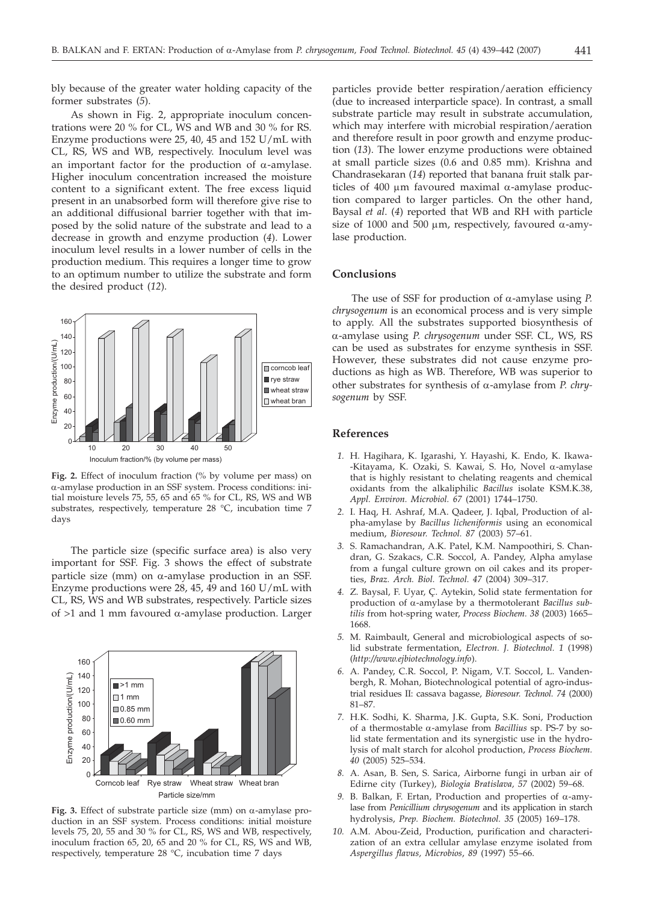bly because of the greater water holding capacity of the former substrates (*5*).

As shown in Fig. 2, appropriate inoculum concentrations were 20 % for CL, WS and WB and 30 % for RS. Enzyme productions were 25, 40, 45 and 152 U/mL with CL, RS, WS and WB, respectively. Inoculum level was an important factor for the production of α-amylase. Higher inoculum concentration increased the moisture content to a significant extent. The free excess liquid present in an unabsorbed form will therefore give rise to an additional diffusional barrier together with that imposed by the solid nature of the substrate and lead to a decrease in growth and enzyme production (*4*). Lower inoculum level results in a lower number of cells in the production medium. This requires a longer time to grow to an optimum number to utilize the substrate and form the desired product (*12*).

**Fig. 2.** Effect of inoculum fraction (% by volume per mass) on α-amylase production in an SSF system. Process conditions: initial moisture levels 75, 55, 65 and 65 % for CL, RS, WS and WB substrates, respectively, temperature 28 °C, incubation time 7 days

The particle size (specific surface area) is also very important for SSF. Fig. 3 shows the effect of substrate particle size (mm) on α-amylase production in an SSF. Enzyme productions were 28, 45, 49 and 160 U/mL with CL, RS, WS and WB substrates, respectively. Particle sizes of >1 and 1 mm favoured α-amylase production. Larger particles provide better respiration/aeration efficiency (due to increased interparticle space). In contrast, a small substrate particle may result in substrate accumulation, which may interfere with microbial respiration/aeration and therefore result in poor growth and enzyme production (*13*). The lower enzyme productions were obtained at small particle sizes (0.6 and 0.85 mm). Krishna and Chandrasekaran (*14*) reported that banana fruit stalk particles of 400 µm favoured maximal α-amylase production compared to larger particles. On the other hand, Baysal *et al*. (*4*) reported that WB and RH with particle size of 1000 and 500 µm, respectively, favoured α-amylase production.

**Fig. 3.** Effect of substrate particle size (mm) on α-amylase production in an SSF system. Process conditions: initial moisture levels 75, 20, 55 and 30 % for CL, RS, WS and WB, respectively, inoculum fraction 65, 20, 65 and 20 % for CL, RS, WS and WB, respectively, temperature 28 °C, incubation time 7 days

## Conclusions

The use of SSF for production of α-amylase using *P. chrysogenum* is an economical process and is very simple to apply. All the substrates supported biosynthesis of α-amylase using *P. chrysogenum* under SSF. CL, WS, RS can be used as substrates for enzyme synthesis in SSF. However, these substrates did not cause enzyme productions as high as WB. Therefore, WB was superior to other substrates for synthesis of α-amylase from *P. chrysogenum* by SSF.

## References

1. H. Hagihara, K. Igarashi, Y. Hayashi, K. Endo, K. Ikawa-Kitayama, K. Ozaki, S. Kawai, S. Ho, Novel α-amylase that is highly resistant to chelating reagents and chemical oxidants from the alkaliphilic *Bacillus* isolate KSM.K.38, *Appl. Environ. Microbiol. 67* (2001) 1744–1750.
2. I. Haq, H. Ashraf, M.A. Qadeer, J. Iqbal, Production of alpha-amylase by *Bacillus licheniformis* using an economical medium, *Bioresour. Technol. 87* (2003) 57–61.
3. S. Ramachandran, A.K. Patel, K.M. Nampoothiri, S. Chandran, G. Szakacs, C.R. Soccol, A. Pandey, Alpha amylase from a fungal culture grown on oil cakes and its properties, *Braz. Arch. Biol. Technol. 47* (2004) 309–317.
4. Z. Baysal, F. Uyar, Ç. Aytekin, Solid state fermentation for production of α-amylase by a thermotolerant *Bacillus subtilis* from hot-spring water, *Process Biochem. 38* (2003) 1665–1668.
5. M. Raimbault, General and microbiological aspects of solid substrate fermentation, *Electron. J. Biotechnol. 1* (1998) (*http://www.ejbiotechnology.info*).
6. A. Pandey, C.R. Soccol, P. Nigam, V.T. Soccol, L. Vandenbergh, R. Mohan, Biotechnological potential of agro-industrial residues II: cassava bagasse, *Bioresour. Technol. 74* (2000) 81–87.
7. H.K. Sodhi, K. Sharma, J.K. Gupta, S.K. Soni, Production of a thermostable α-amylase from *Bacillius* sp. PS-7 by solid state fermentation and its synergistic use in the hydrolysis of malt starch for alcohol production, *Process Biochem. 40* (2005) 525–534.
8. A. Asan, B. Sen, S. Sarica, Airborne fungi in urban air of Edirne city (Turkey), *Biologia Bratislava, 57* (2002) 59–68.
9. B. Balkan, F. Ertan, Production and properties of α-amylase from *Penicillium chrysogenum* and its application in starch hydrolysis, *Prep. Biochem. Biotechnol. 35* (2005) 169–178.
10. A.M. Abou-Zeid, Production, purification and characterization of an extra cellular amylase enzyme isolated from *Aspergillus flavus*, *Microbios*, *89* (1997) 55–66.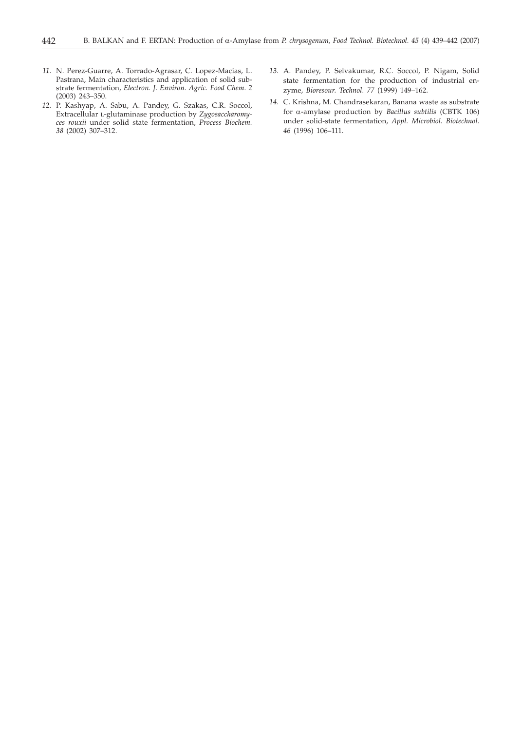*11.* N. Perez-Guarre, A. Torrado-Agrasar, C. Lopez-Macias, L. Pastrana, Main characteristics and application of solid substrate fermentation, *Electron. J. Environ. Agric. Food Chem. 2* (2003) 243–350.

*12.* P. Kashyap, A. Sabu, A. Pandey, G. Szakas, C.R. Soccol, Extracellular L-glutaminase production by *Zygosaccharomyces rouxii* under solid state fermentation, *Process Biochem. 38* (2002) 307–312.

*13.* A. Pandey, P. Selvakumar, R.C. Soccol, P. Nigam, Solid state fermentation for the production of industrial enzyme, *Bioresour. Technol. 77* (1999) 149–162.

*14.* C. Krishna, M. Chandrasekaran, Banana waste as substrate for α-amylase production by *Bacillus subtilis* (CBTK 106) under solid-state fermentation, *Appl. Microbiol. Biotechnol. 46* (1996) 106–111.